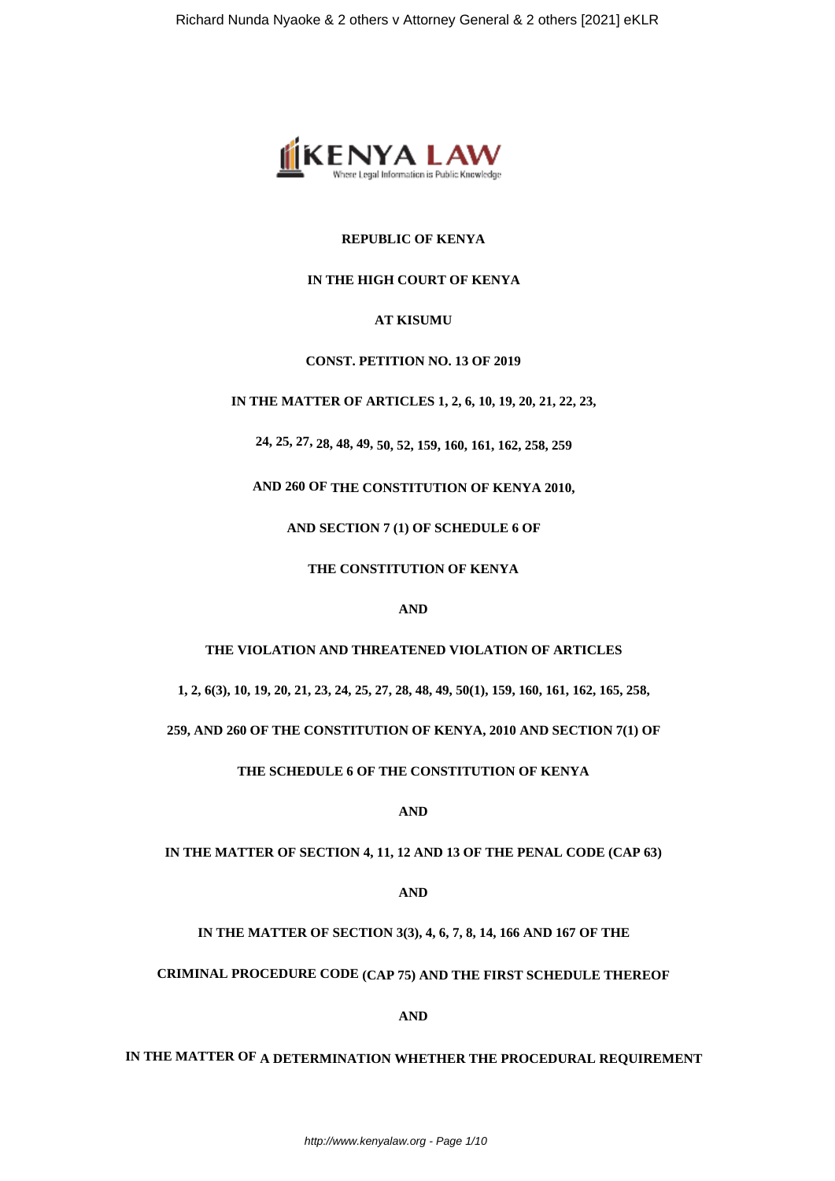**REPUBLIC OF KENYA**

**IN THE HIGH COURT OF KENYA**

**AT KISUMU**

**CONST. PETITION NO. 13 OF 2019**

**IN THE MATTER OF ARTICLES 1, 2, 6, 10, 19, 20, 21, 22, 23,**

**24, 25, 27, 28, 48, 49, 50, 52, 159, 160, 161, 162, 258, 259**

**AND 260 OF THE CONSTITUTION OF KENYA 2010,**

**AND SECTION 7 (1) OF SCHEDULE 6 OF**

**THE CONSTITUTION OF KENYA**

**AND**

**THE VIOLATION AND THREATENED VIOLATION OF ARTICLES**

**1, 2, 6(3), 10, 19, 20, 21, 23, 24, 25, 27, 28, 48, 49, 50(1), 159, 160, 161, 162, 165, 258,**

**259, AND 260 OF THE CONSTITUTION OF KENYA, 2010 AND SECTION 7(1) OF**

**THE SCHEDULE 6 OF THE CONSTITUTION OF KENYA**

**AND**

**IN THE MATTER OF SECTION 4, 11, 12 AND 13 OF THE PENAL CODE (CAP 63)**

**AND**

**IN THE MATTER OF SECTION 3(3), 4, 6, 7, 8, 14, 166 AND 167 OF THE**

**CRIMINAL PROCEDURE CODE (CAP 75) AND THE FIRST SCHEDULE THEREOF**

**AND**

**IN THE MATTER OF A DETERMINATION WHETHER THE PROCEDURAL REQUIREMENT**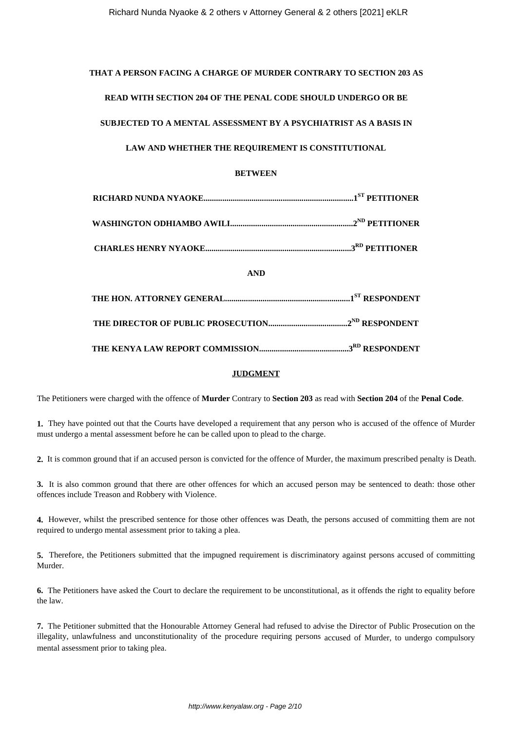**THAT A PERSON FACING A CHARGE OF MURDER CONTRARY TO SECTION 203 AS READ WITH SECTION 204 OF THE PENAL CODE SHOULD UNDERGO OR BE SUBJECTED TO A MENTAL ASSESSMENT BY A PSYCHIATRIST AS A BASIS IN LAW AND WHETHER THE REQUIREMENT IS CONSTITUTIONAL**

**BETWEEN**

**RICHARD NUNDA NYAOKE.......................................................................1ST PETITIONER**

**WASHINGTON ODHIAMBO AWILI..........................................................2ND PETITIONER**

**CHARLES HENRY NYAOKE.....................................................................3RD PETITIONER**

**AND**

**THE HON. ATTORNEY GENERAL...........................................................1ST RESPONDENT**

**THE DIRECTOR OF PUBLIC PROSECUTION.....................................2ND RESPONDENT**

**THE KENYA LAW REPORT COMMISSION..........................................3RD RESPONDENT**

**JUDGMENT**

The Petitioners were charged with the offence of **Murder** Contrary to **Section 203** as read with **Section 204** of the **Penal Code**.

**1.** They have pointed out that the Courts have developed a requirement that any person who is accused of the offence of Murder must undergo a mental assessment before he can be called upon to plead to the charge.

**2.** It is common ground that if an accused person is convicted for the offence of Murder, the maximum prescribed penalty is Death.

**3.** It is also common ground that there are other offences for which an accused person may be sentenced to death: those other offences include Treason and Robbery with Violence.

**4.** However, whilst the prescribed sentence for those other offences was Death, the persons accused of committing them are not required to undergo mental assessment prior to taking a plea.

**5.** Therefore, the Petitioners submitted that the impugned requirement is discriminatory against persons accused of committing Murder.

**6.** The Petitioners have asked the Court to declare the requirement to be unconstitutional, as it offends the right to equality before the law.

**7.** The Petitioner submitted that the Honourable Attorney General had refused to advise the Director of Public Prosecution on the illegality, unlawfulness and unconstitutionality of the procedure requiring persons accused of Murder, to undergo compulsory mental assessment prior to taking plea.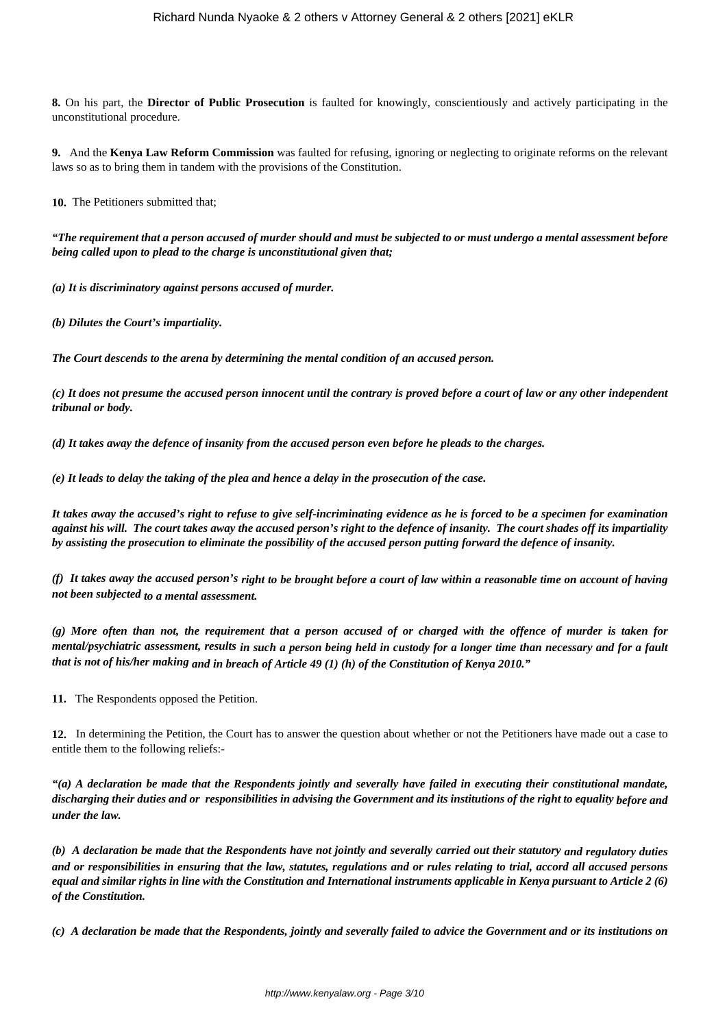**8.** On his part, the **Director of Public Prosecution** is faulted for knowingly, conscientiously and actively participating in the unconstitutional procedure.

**9.** And the **Kenya Law Reform Commission** was faulted for refusing, ignoring or neglecting to originate reforms on the relevant laws so as to bring them in tandem with the provisions of the Constitution.

**10.** The Petitioners submitted that;

***"The requirement that a person accused of murder should and must be subjected to or must undergo a mental assessment before being called upon to plead to the charge is unconstitutional given that;***

***(a) It is discriminatory against persons accused of murder.***

***(b) Dilutes the Court's impartiality.***

***The Court descends to the arena by determining the mental condition of an accused person.***

***(c) It does not presume the accused person innocent until the contrary is proved before a court of law or any other independent tribunal or body.***

***(d) It takes away the defence of insanity from the accused person even before he pleads to the charges.***

***(e) It leads to delay the taking of the plea and hence a delay in the prosecution of the case.***

***It takes away the accused's right to refuse to give self-incriminating evidence as he is forced to be a specimen for examination against his will. The court takes away the accused person's right to the defence of insanity. The court shades off its impartiality by assisting the prosecution to eliminate the possibility of the accused person putting forward the defence of insanity.***

***(f) It takes away the accused person's right to be brought before a court of law within a reasonable time on account of having not been subjected to a mental assessment.***

***(g) More often than not, the requirement that a person accused of or charged with the offence of murder is taken for mental/psychiatric assessment, results in such a person being held in custody for a longer time than necessary and for a fault that is not of his/her making and in breach of Article 49 (1) (h) of the Constitution of Kenya 2010."***

**11.** The Respondents opposed the Petition.

**12.** In determining the Petition, the Court has to answer the question about whether or not the Petitioners have made out a case to entitle them to the following reliefs:-

***"(a) A declaration be made that the Respondents jointly and severally have failed in executing their constitutional mandate, discharging their duties and or responsibilities in advising the Government and its institutions of the right to equality before and under the law.***

***(b) A declaration be made that the Respondents have not jointly and severally carried out their statutory and regulatory duties and or responsibilities in ensuring that the law, statutes, regulations and or rules relating to trial, accord all accused persons equal and similar rights in line with the Constitution and International instruments applicable in Kenya pursuant to Article 2 (6) of the Constitution.***

***(c) A declaration be made that the Respondents, jointly and severally failed to advice the Government and or its institutions on***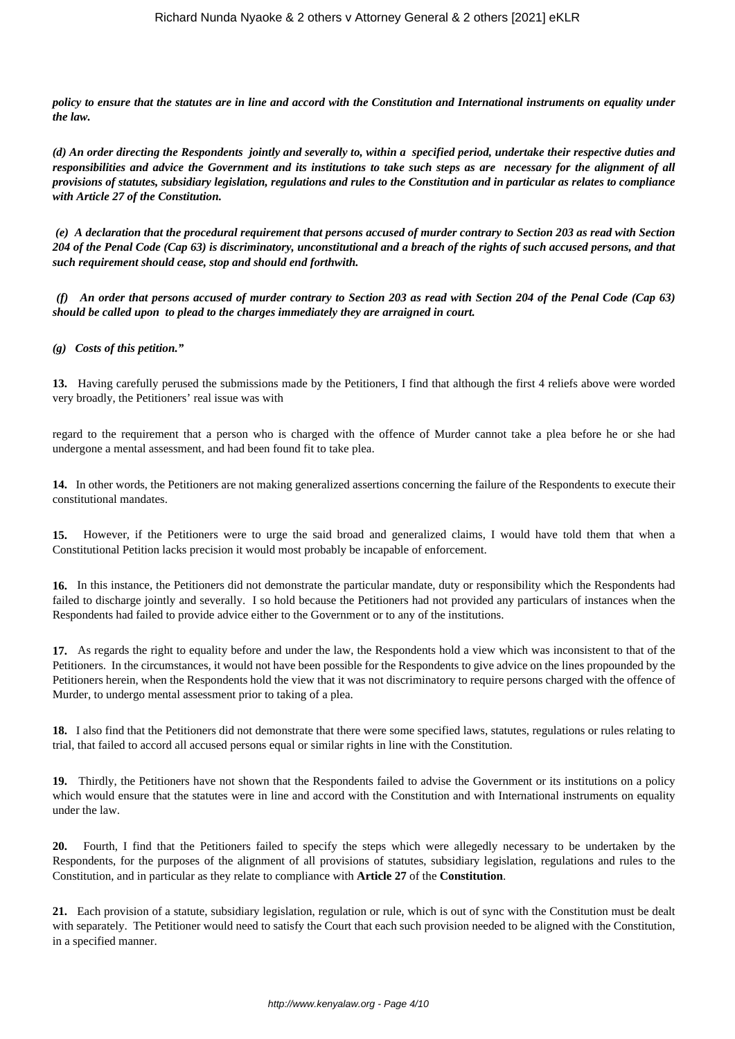***policy to ensure that the statutes are in line and accord with the Constitution and International instruments on equality under the law.***

***(d) An order directing the Respondents jointly and severally to, within a specified period, undertake their respective duties and responsibilities and advice the Government and its institutions to take such steps as are necessary for the alignment of all provisions of statutes, subsidiary legislation, regulations and rules to the Constitution and in particular as relates to compliance with Article 27 of the Constitution.***

***(e) A declaration that the procedural requirement that persons accused of murder contrary to Section 203 as read with Section 204 of the Penal Code (Cap 63) is discriminatory, unconstitutional and a breach of the rights of such accused persons, and that such requirement should cease, stop and should end forthwith.***

***(f) An order that persons accused of murder contrary to Section 203 as read with Section 204 of the Penal Code (Cap 63) should be called upon to plead to the charges immediately they are arraigned in court.***

***(g) Costs of this petition."***

**13.** Having carefully perused the submissions made by the Petitioners, I find that although the first 4 reliefs above were worded very broadly, the Petitioners' real issue was with regard to the requirement that a person who is charged with the offence of Murder cannot take a plea before he or she had undergone a mental assessment, and had been found fit to take plea.

**14.** In other words, the Petitioners are not making generalized assertions concerning the failure of the Respondents to execute their constitutional mandates.

**15.** However, if the Petitioners were to urge the said broad and generalized claims, I would have told them that when a Constitutional Petition lacks precision it would most probably be incapable of enforcement.

**16.** In this instance, the Petitioners did not demonstrate the particular mandate, duty or responsibility which the Respondents had failed to discharge jointly and severally. I so hold because the Petitioners had not provided any particulars of instances when the Respondents had failed to provide advice either to the Government or to any of the institutions.

**17.** As regards the right to equality before and under the law, the Respondents hold a view which was inconsistent to that of the Petitioners. In the circumstances, it would not have been possible for the Respondents to give advice on the lines propounded by the Petitioners herein, when the Respondents hold the view that it was not discriminatory to require persons charged with the offence of Murder, to undergo mental assessment prior to taking of a plea.

**18.** I also find that the Petitioners did not demonstrate that there were some specified laws, statutes, regulations or rules relating to trial, that failed to accord all accused persons equal or similar rights in line with the Constitution.

**19.** Thirdly, the Petitioners have not shown that the Respondents failed to advise the Government or its institutions on a policy which would ensure that the statutes were in line and accord with the Constitution and with International instruments on equality under the law.

**20.** Fourth, I find that the Petitioners failed to specify the steps which were allegedly necessary to be undertaken by the Respondents, for the purposes of the alignment of all provisions of statutes, subsidiary legislation, regulations and rules to the Constitution, and in particular as they relate to compliance with **Article 27** of the **Constitution**.

**21.** Each provision of a statute, subsidiary legislation, regulation or rule, which is out of sync with the Constitution must be dealt with separately. The Petitioner would need to satisfy the Court that each such provision needed to be aligned with the Constitution, in a specified manner.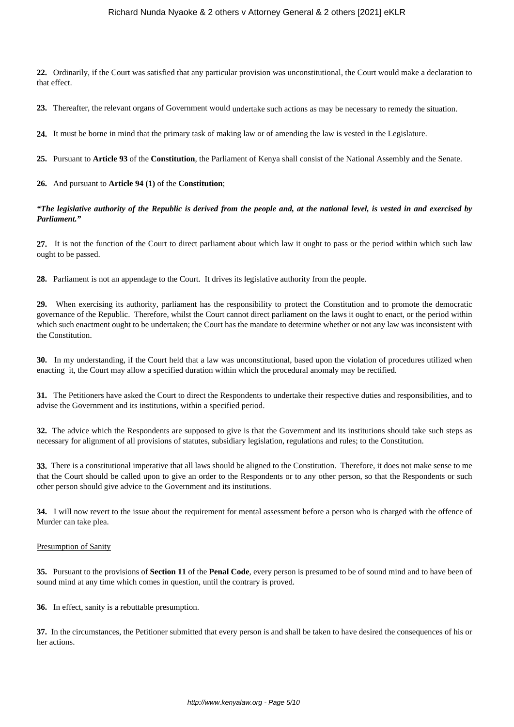**22.** Ordinarily, if the Court was satisfied that any particular provision was unconstitutional, the Court would make a declaration to that effect.

**23.** Thereafter, the relevant organs of Government would undertake such actions as may be necessary to remedy the situation.

**24.** It must be borne in mind that the primary task of making law or of amending the law is vested in the Legislature.

**25.** Pursuant to **Article 93** of the **Constitution**, the Parliament of Kenya shall consist of the National Assembly and the Senate.

**26.** And pursuant to **Article 94 (1)** of the **Constitution**;

***"The legislative authority of the Republic is derived from the people and, at the national level, is vested in and exercised by Parliament."***

**27.** It is not the function of the Court to direct parliament about which law it ought to pass or the period within which such law ought to be passed.

**28.** Parliament is not an appendage to the Court. It drives its legislative authority from the people.

**29.** When exercising its authority, parliament has the responsibility to protect the Constitution and to promote the democratic governance of the Republic. Therefore, whilst the Court cannot direct parliament on the laws it ought to enact, or the period within which such enactment ought to be undertaken; the Court has the mandate to determine whether or not any law was inconsistent with the Constitution.

**30.** In my understanding, if the Court held that a law was unconstitutional, based upon the violation of procedures utilized when enacting it, the Court may allow a specified duration within which the procedural anomaly may be rectified.

**31.** The Petitioners have asked the Court to direct the Respondents to undertake their respective duties and responsibilities, and to advise the Government and its institutions, within a specified period.

**32.** The advice which the Respondents are supposed to give is that the Government and its institutions should take such steps as necessary for alignment of all provisions of statutes, subsidiary legislation, regulations and rules; to the Constitution.

**33.** There is a constitutional imperative that all laws should be aligned to the Constitution. Therefore, it does not make sense to me that the Court should be called upon to give an order to the Respondents or to any other person, so that the Respondents or such other person should give advice to the Government and its institutions.

**34.** I will now revert to the issue about the requirement for mental assessment before a person who is charged with the offence of Murder can take plea.

<u>Presumption of Sanity</u>

**35.** Pursuant to the provisions of **Section 11** of the **Penal Code**, every person is presumed to be of sound mind and to have been of sound mind at any time which comes in question, until the contrary is proved.

**36.** In effect, sanity is a rebuttable presumption.

**37.** In the circumstances, the Petitioner submitted that every person is and shall be taken to have desired the consequences of his or her actions.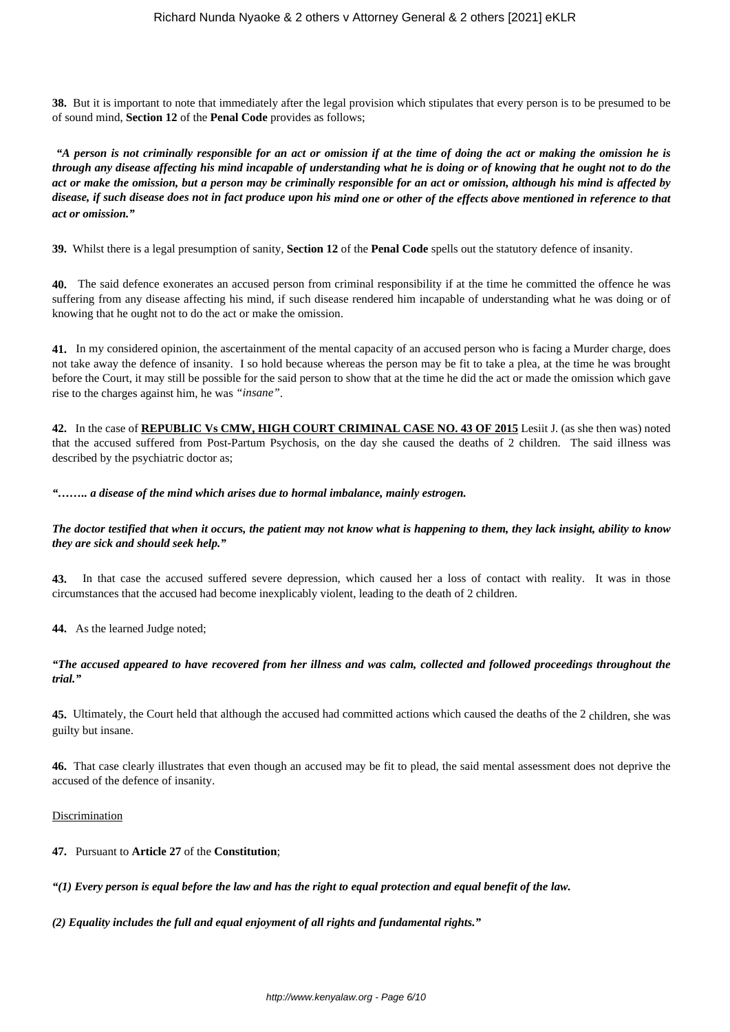**38.** But it is important to note that immediately after the legal provision which stipulates that every person is to be presumed to be of sound mind, **Section 12** of the **Penal Code** provides as follows;

***"A person is not criminally responsible for an act or omission if at the time of doing the act or making the omission he is through any disease affecting his mind incapable of understanding what he is doing or of knowing that he ought not to do the act or make the omission, but a person may be criminally responsible for an act or omission, although his mind is affected by disease, if such disease does not in fact produce upon his mind one or other of the effects above mentioned in reference to that act or omission."***

**39.** Whilst there is a legal presumption of sanity, **Section 12** of the **Penal Code** spells out the statutory defence of insanity.

**40.** The said defence exonerates an accused person from criminal responsibility if at the time he committed the offence he was suffering from any disease affecting his mind, if such disease rendered him incapable of understanding what he was doing or of knowing that he ought not to do the act or make the omission.

**41.** In my considered opinion, the ascertainment of the mental capacity of an accused person who is facing a Murder charge, does not take away the defence of insanity. I so hold because whereas the person may be fit to take a plea, at the time he was brought before the Court, it may still be possible for the said person to show that at the time he did the act or made the omission which gave rise to the charges against him, he was *"insane"*.

**42.** In the case of **REPUBLIC Vs CMW, HIGH COURT CRIMINAL CASE NO. 43 OF 2015** Lesiit J. (as she then was) noted that the accused suffered from Post-Partum Psychosis, on the day she caused the deaths of 2 children. The said illness was described by the psychiatric doctor as;

***"…….. a disease of the mind which arises due to hormal imbalance, mainly estrogen.***

***The doctor testified that when it occurs, the patient may not know what is happening to them, they lack insight, ability to know they are sick and should seek help."***

**43.** In that case the accused suffered severe depression, which caused her a loss of contact with reality. It was in those circumstances that the accused had become inexplicably violent, leading to the death of 2 children.

**44.** As the learned Judge noted;

***"The accused appeared to have recovered from her illness and was calm, collected and followed proceedings throughout the trial."***

**45.** Ultimately, the Court held that although the accused had committed actions which caused the deaths of the 2 children, she was guilty but insane.

**46.** That case clearly illustrates that even though an accused may be fit to plead, the said mental assessment does not deprive the accused of the defence of insanity.

Discrimination

**47.** Pursuant to **Article 27** of the **Constitution**;

***"(1) Every person is equal before the law and has the right to equal protection and equal benefit of the law.***

***(2) Equality includes the full and equal enjoyment of all rights and fundamental rights."***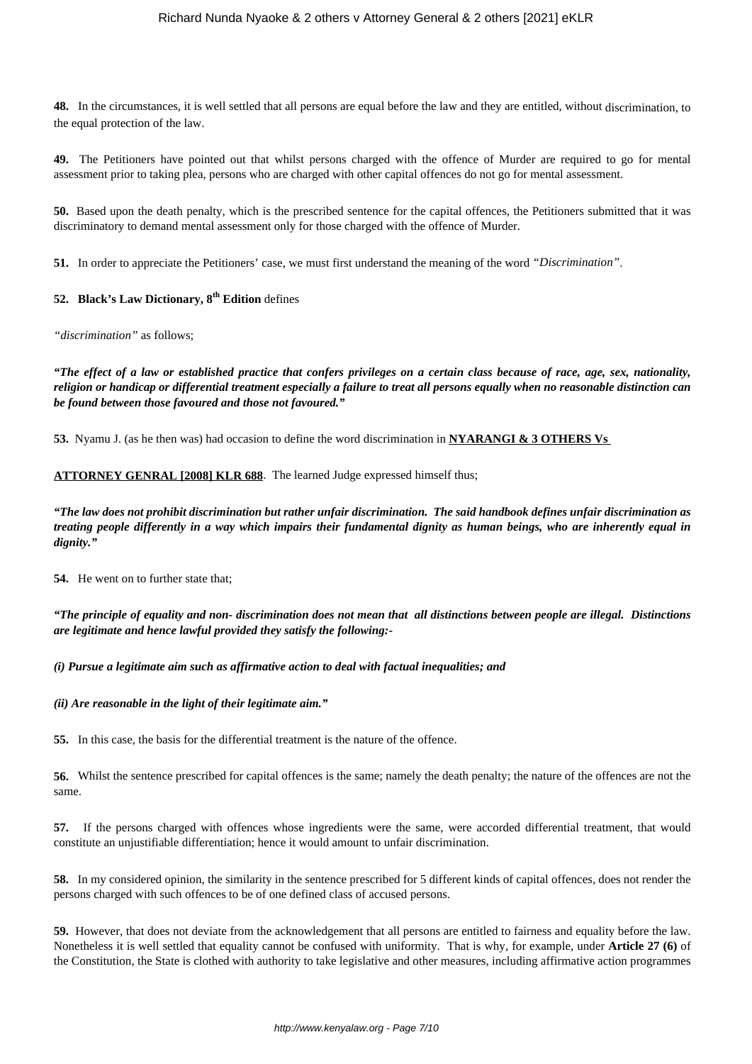**48.** In the circumstances, it is well settled that all persons are equal before the law and they are entitled, without discrimination, to the equal protection of the law.

**49.** The Petitioners have pointed out that whilst persons charged with the offence of Murder are required to go for mental assessment prior to taking plea, persons who are charged with other capital offences do not go for mental assessment.

**50.** Based upon the death penalty, which is the prescribed sentence for the capital offences, the Petitioners submitted that it was discriminatory to demand mental assessment only for those charged with the offence of Murder.

**51.** In order to appreciate the Petitioners' case, we must first understand the meaning of the word *"Discrimination"*.

**52. Black's Law Dictionary, 8th Edition** defines

*"discrimination"* as follows;

***"The effect of a law or established practice that confers privileges on a certain class because of race, age, sex, nationality, religion or handicap or differential treatment especially a failure to treat all persons equally when no reasonable distinction can be found between those favoured and those not favoured."***

**53.** Nyamu J. (as he then was) had occasion to define the word discrimination in **NYARANGI & 3 OTHERS Vs ATTORNEY GENRAL [2008] KLR 688**. The learned Judge expressed himself thus;

***"The law does not prohibit discrimination but rather unfair discrimination. The said handbook defines unfair discrimination as treating people differently in a way which impairs their fundamental dignity as human beings, who are inherently equal in dignity."***

**54.** He went on to further state that;

***"The principle of equality and non- discrimination does not mean that all distinctions between people are illegal. Distinctions are legitimate and hence lawful provided they satisfy the following:-***

***(i) Pursue a legitimate aim such as affirmative action to deal with factual inequalities; and***

***(ii) Are reasonable in the light of their legitimate aim."***

**55.** In this case, the basis for the differential treatment is the nature of the offence.

**56.** Whilst the sentence prescribed for capital offences is the same; namely the death penalty; the nature of the offences are not the same.

**57.** If the persons charged with offences whose ingredients were the same, were accorded differential treatment, that would constitute an unjustifiable differentiation; hence it would amount to unfair discrimination.

**58.** In my considered opinion, the similarity in the sentence prescribed for 5 different kinds of capital offences, does not render the persons charged with such offences to be of one defined class of accused persons.

**59.** However, that does not deviate from the acknowledgement that all persons are entitled to fairness and equality before the law. Nonetheless it is well settled that equality cannot be confused with uniformity. That is why, for example, under **Article 27 (6)** of the Constitution, the State is clothed with authority to take legislative and other measures, including affirmative action programmes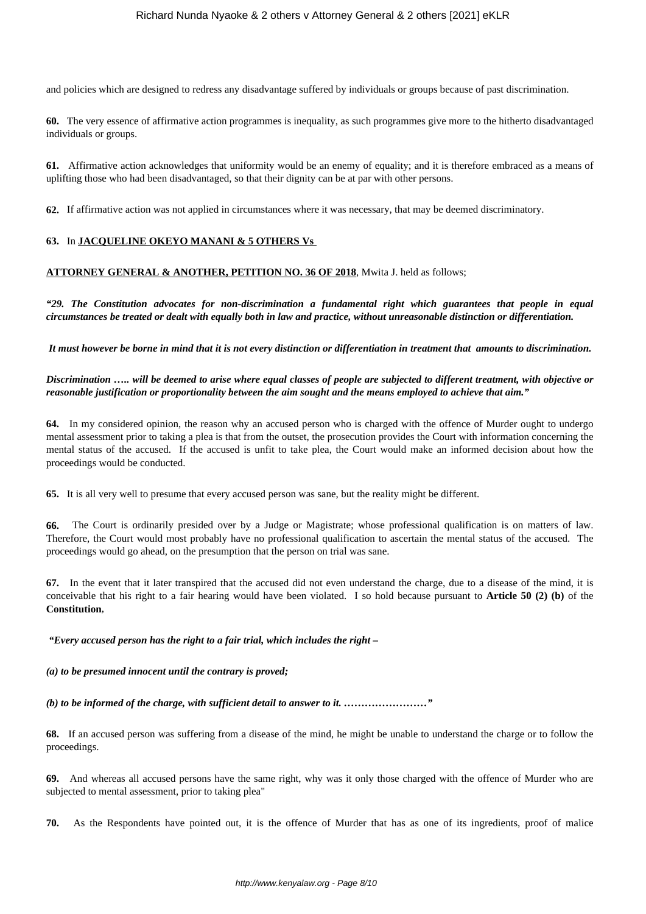and policies which are designed to redress any disadvantage suffered by individuals or groups because of past discrimination.

**60.** The very essence of affirmative action programmes is inequality, as such programmes give more to the hitherto disadvantaged individuals or groups.

**61.** Affirmative action acknowledges that uniformity would be an enemy of equality; and it is therefore embraced as a means of uplifting those who had been disadvantaged, so that their dignity can be at par with other persons.

**62.** If affirmative action was not applied in circumstances where it was necessary, that may be deemed discriminatory.

**63.** In **JACQUELINE OKEYO MANANI & 5 OTHERS Vs**

**ATTORNEY GENERAL & ANOTHER, PETITION NO. 36 OF 2018**, Mwita J. held as follows;

***"29. The Constitution advocates for non-discrimination a fundamental right which guarantees that people in equal circumstances be treated or dealt with equally both in law and practice, without unreasonable distinction or differentiation.***

***It must however be borne in mind that it is not every distinction or differentiation in treatment that amounts to discrimination.***

***Discrimination ….. will be deemed to arise where equal classes of people are subjected to different treatment, with objective or reasonable justification or proportionality between the aim sought and the means employed to achieve that aim."***

**64.** In my considered opinion, the reason why an accused person who is charged with the offence of Murder ought to undergo mental assessment prior to taking a plea is that from the outset, the prosecution provides the Court with information concerning the mental status of the accused. If the accused is unfit to take plea, the Court would make an informed decision about how the proceedings would be conducted.

**65.** It is all very well to presume that every accused person was sane, but the reality might be different.

**66.** The Court is ordinarily presided over by a Judge or Magistrate; whose professional qualification is on matters of law. Therefore, the Court would most probably have no professional qualification to ascertain the mental status of the accused. The proceedings would go ahead, on the presumption that the person on trial was sane.

**67.** In the event that it later transpired that the accused did not even understand the charge, due to a disease of the mind, it is conceivable that his right to a fair hearing would have been violated. I so hold because pursuant to **Article 50 (2) (b)** of the **Constitution**,

***"Every accused person has the right to a fair trial, which includes the right –***

***(a) to be presumed innocent until the contrary is proved;***

***(b) to be informed of the charge, with sufficient detail to answer to it. ……………………"***

**68.** If an accused person was suffering from a disease of the mind, he might be unable to understand the charge or to follow the proceedings.

**69.** And whereas all accused persons have the same right, why was it only those charged with the offence of Murder who are subjected to mental assessment, prior to taking plea"

**70.** As the Respondents have pointed out, it is the offence of Murder that has as one of its ingredients, proof of malice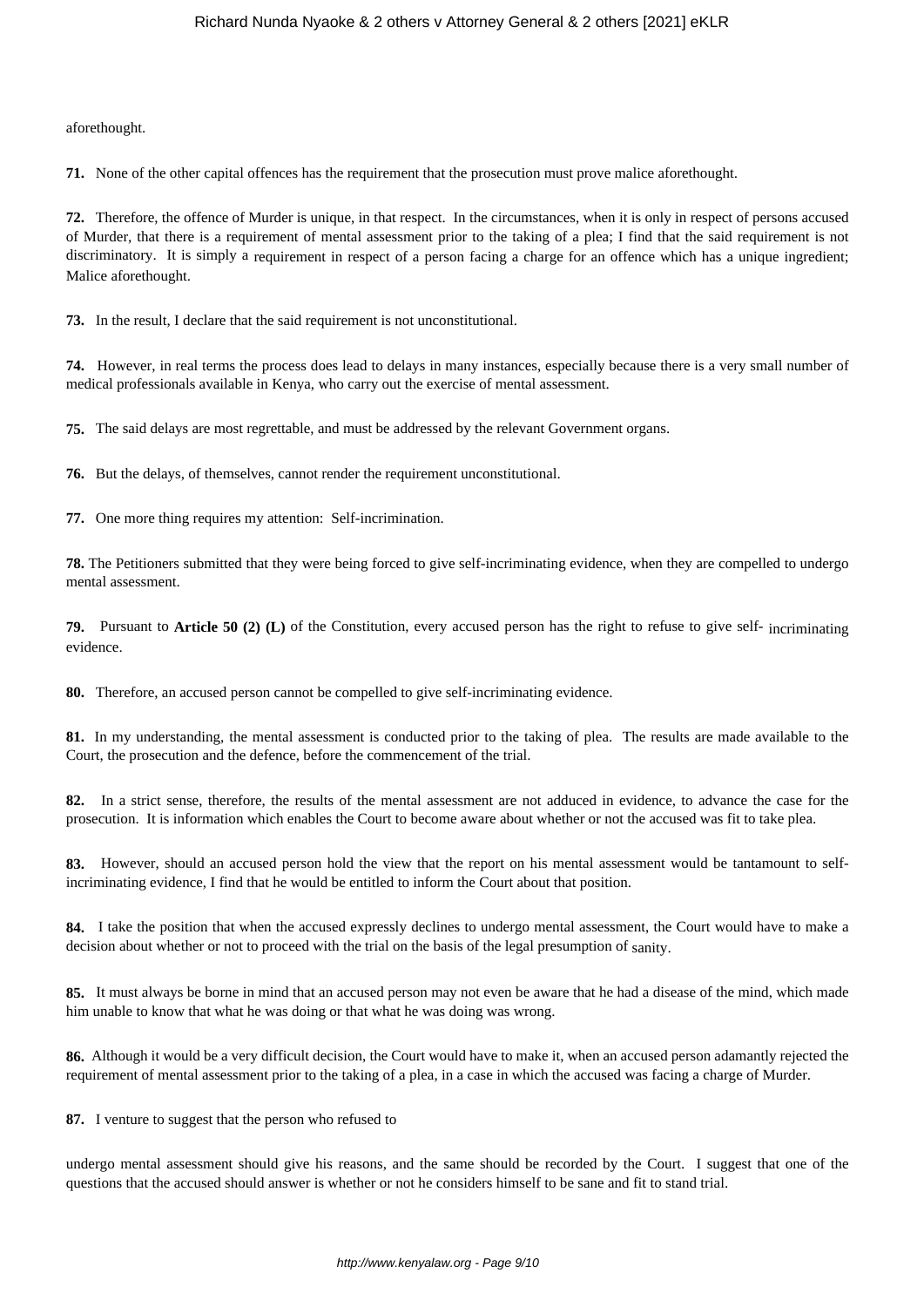aforethought.

**71.** None of the other capital offences has the requirement that the prosecution must prove malice aforethought.

**72.** Therefore, the offence of Murder is unique, in that respect. In the circumstances, when it is only in respect of persons accused of Murder, that there is a requirement of mental assessment prior to the taking of a plea; I find that the said requirement is not discriminatory. It is simply a requirement in respect of a person facing a charge for an offence which has a unique ingredient; Malice aforethought.

**73.** In the result, I declare that the said requirement is not unconstitutional.

**74.** However, in real terms the process does lead to delays in many instances, especially because there is a very small number of medical professionals available in Kenya, who carry out the exercise of mental assessment.

**75.** The said delays are most regrettable, and must be addressed by the relevant Government organs.

**76.** But the delays, of themselves, cannot render the requirement unconstitutional.

**77.** One more thing requires my attention: Self-incrimination.

**78.** The Petitioners submitted that they were being forced to give self-incriminating evidence, when they are compelled to undergo mental assessment.

**79.** Pursuant to **Article 50 (2) (L)** of the Constitution, every accused person has the right to refuse to give self- incriminating evidence.

**80.** Therefore, an accused person cannot be compelled to give self-incriminating evidence.

**81.** In my understanding, the mental assessment is conducted prior to the taking of plea. The results are made available to the Court, the prosecution and the defence, before the commencement of the trial.

**82.** In a strict sense, therefore, the results of the mental assessment are not adduced in evidence, to advance the case for the prosecution. It is information which enables the Court to become aware about whether or not the accused was fit to take plea.

**83.** However, should an accused person hold the view that the report on his mental assessment would be tantamount to self-incriminating evidence, I find that he would be entitled to inform the Court about that position.

**84.** I take the position that when the accused expressly declines to undergo mental assessment, the Court would have to make a decision about whether or not to proceed with the trial on the basis of the legal presumption of sanity.

**85.** It must always be borne in mind that an accused person may not even be aware that he had a disease of the mind, which made him unable to know that what he was doing or that what he was doing was wrong.

**86.** Although it would be a very difficult decision, the Court would have to make it, when an accused person adamantly rejected the requirement of mental assessment prior to the taking of a plea, in a case in which the accused was facing a charge of Murder.

**87.** I venture to suggest that the person who refused to undergo mental assessment should give his reasons, and the same should be recorded by the Court. I suggest that one of the questions that the accused should answer is whether or not he considers himself to be sane and fit to stand trial.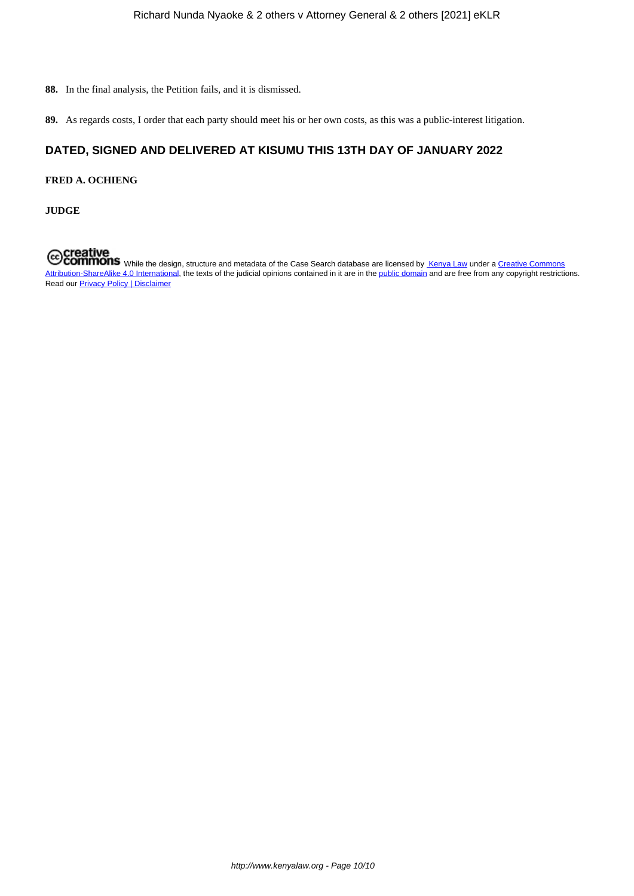**88.** In the final analysis, the Petition fails, and it is dismissed.

**89.** As regards costs, I order that each party should meet his or her own costs, as this was a public-interest litigation.

## DATED, SIGNED AND DELIVERED AT KISUMU THIS 13TH DAY OF JANUARY 2022

**FRED A. OCHIENG**

**JUDGE**

While the design, structure and metadata of the Case Search database are licensed by Kenya Law under a Creative Commons Attribution-ShareAlike 4.0 International, the texts of the judicial opinions contained in it are in the public domain and are free from any copyright restrictions. Read our Privacy Policy | Disclaimer